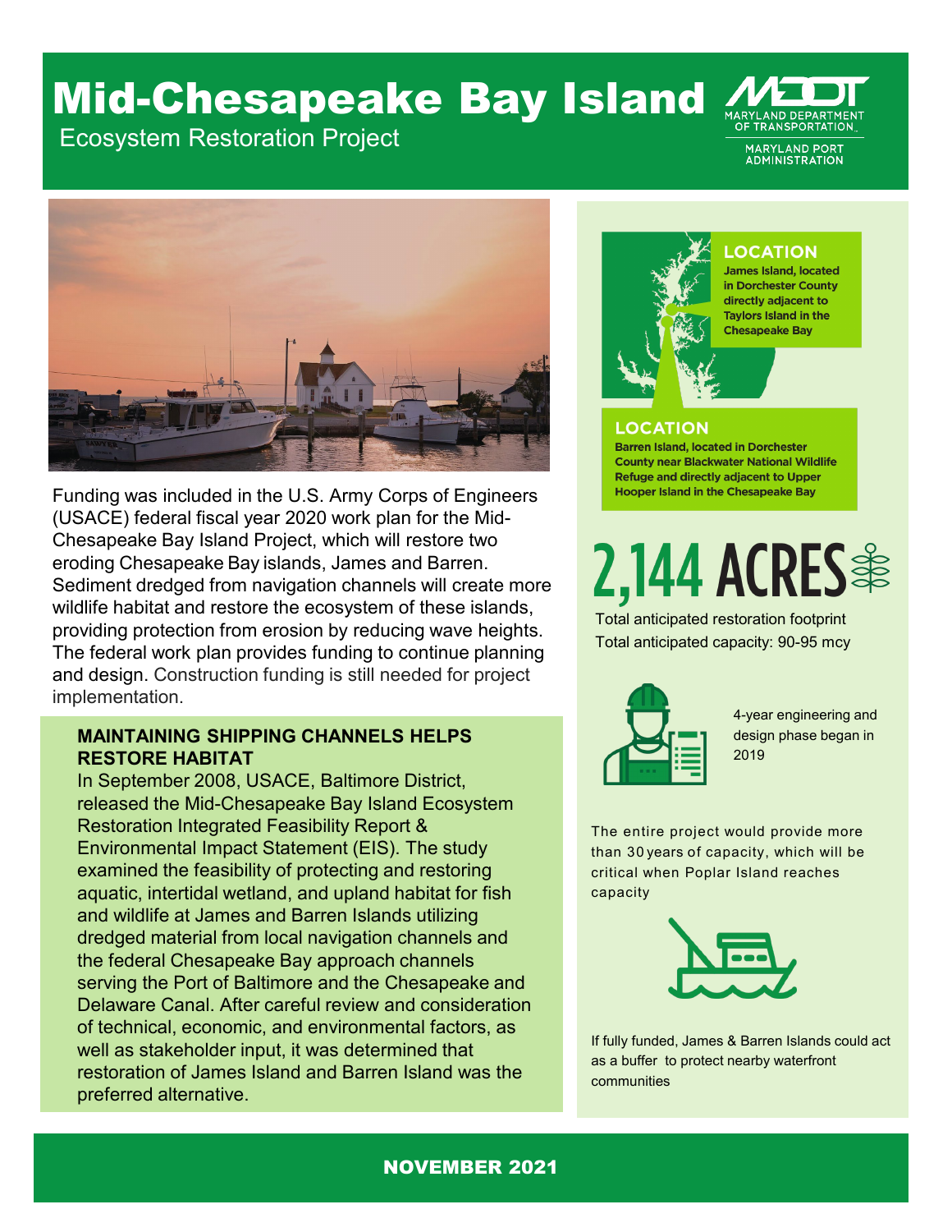# Mid-Chesapeake Bay Island

Ecosystem Restoration Project

MARYLAND DEPARTMENT OF TRANSPORTATION

MARYLAND PORT ADMINISTRATION

Funding was included in the U.S. Army Corps of Engineers (USACE) federal fiscal year 2020 work plan for the Mid-Chesapeake Bay Island Project, which will restore two eroding Chesapeake Bay islands, James and Barren. Sediment dredged from navigation channels will create more wildlife habitat and restore the ecosystem of these islands, providing protection from erosion by reducing wave heights. The federal work plan provides funding to continue planning and design. Construction funding is still needed for project implementation.

## MAINTAINING SHIPPING CHANNELS HELPS RESTORE HABITAT

In September 2008, USACE, Baltimore District, released the Mid-Chesapeake Bay Island Ecosystem Restoration Integrated Feasibility Report & Environmental Impact Statement (EIS). The study examined the feasibility of protecting and restoring aquatic, intertidal wetland, and upland habitat for fish and wildlife at James and Barren Islands utilizing dredged material from local navigation channels and the federal Chesapeake Bay approach channels serving the Port of Baltimore and the Chesapeake and Delaware Canal. After careful review and consideration of technical, economic, and environmental factors, as well as stakeholder input, it was determined that restoration of James Island and Barren Island was the preferred alternative.

### LOCATION

**James Island, located in Dorchester County directly adjacent to Taylors Island in the Chesapeake Bay**

### LOCATION

**Barren Island, located in Dorchester County near Blackwater National Wildlife Refuge and directly adjacent to Upper Hooper Island in the Chesapeake Bay**

## 2,144 ACRES

Total anticipated restoration footprint

Total anticipated capacity: 90-95 mcy

4-year engineering and design phase began in 2019

The entire project would provide more than 30 years of capacity, which will be critical when Poplar Island reaches capacity

If fully funded, James & Barren Islands could act as a buffer to protect nearby waterfront communities

NOVEMBER 2021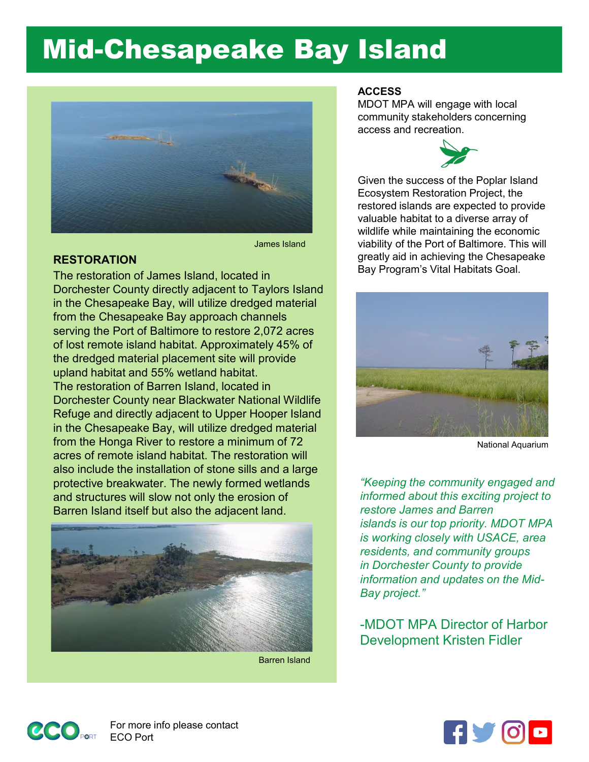# Mid-Chesapeake Bay Island

James Island

**RESTORATION**

The restoration of James Island, located in Dorchester County directly adjacent to Taylors Island in the Chesapeake Bay, will utilize dredged material from the Chesapeake Bay approach channels serving the Port of Baltimore to restore 2,072 acres of lost remote island habitat. Approximately 45% of the dredged material placement site will provide upland habitat and 55% wetland habitat.

The restoration of Barren Island, located in Dorchester County near Blackwater National Wildlife Refuge and directly adjacent to Upper Hooper Island in the Chesapeake Bay, will utilize dredged material from the Honga River to restore a minimum of 72 acres of remote island habitat. The restoration will also include the installation of stone sills and a large protective breakwater. The newly formed wetlands and structures will slow not only the erosion of Barren Island itself but also the adjacent land.

Barren Island

**ACCESS**

MDOT MPA will engage with local community stakeholders concerning access and recreation.

Given the success of the Poplar Island Ecosystem Restoration Project, the restored islands are expected to provide valuable habitat to a diverse array of wildlife while maintaining the economic viability of the Port of Baltimore. This will greatly aid in achieving the Chesapeake Bay Program's Vital Habitats Goal.

National Aquarium

*"Keeping the community engaged and informed about this exciting project to restore James and Barren islands is our top priority. MDOT MPA is working closely with USACE, area residents, and community groups in Dorchester County to provide information and updates on the Mid-Bay project."*

-MDOT MPA Director of Harbor Development Kristen Fidler

For more info please contact ECO Port